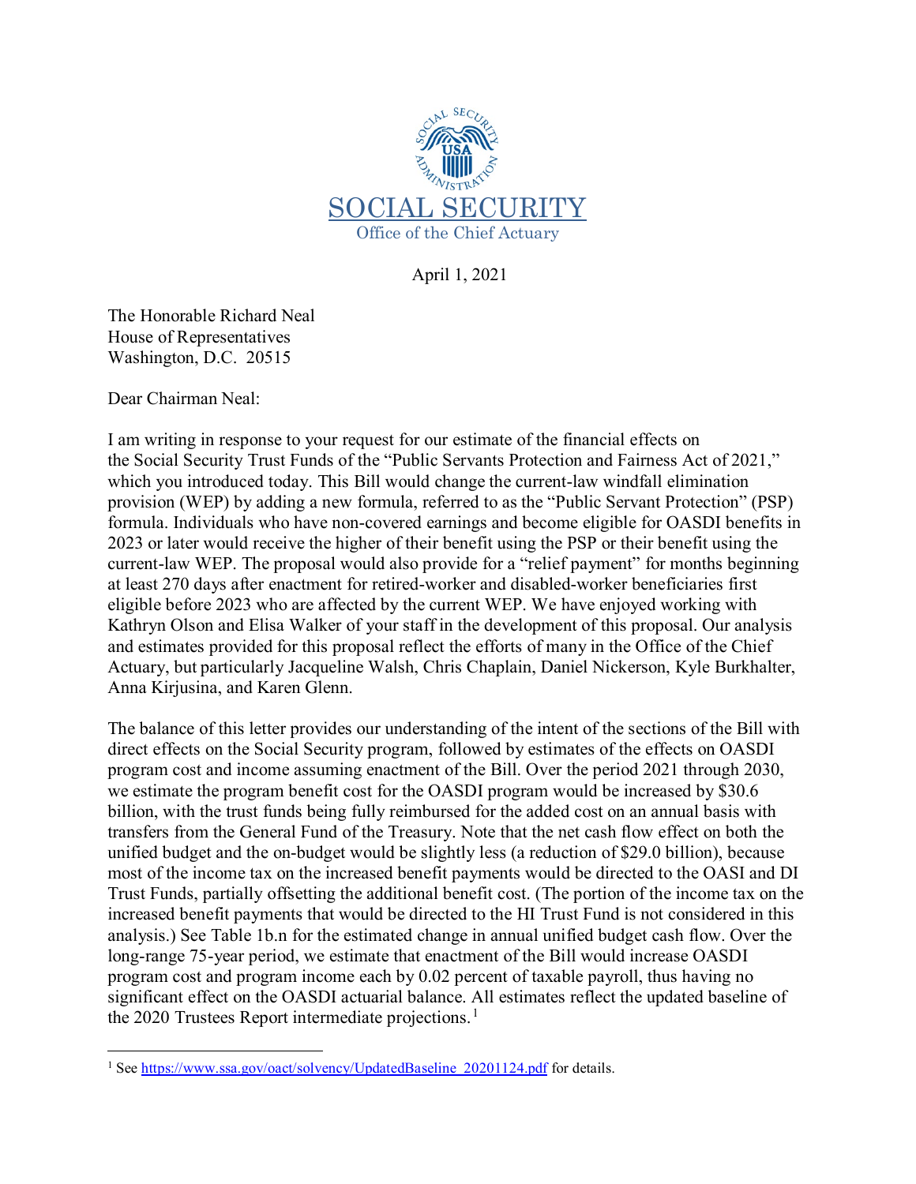# SOCIAL SECURITY

Office of the Chief Actuary

April 1, 2021

The Honorable Richard Neal
House of Representatives
Washington, D.C. 20515

Dear Chairman Neal:

I am writing in response to your request for our estimate of the financial effects on the Social Security Trust Funds of the "Public Servants Protection and Fairness Act of 2021," which you introduced today. This Bill would change the current-law windfall elimination provision (WEP) by adding a new formula, referred to as the "Public Servant Protection" (PSP) formula. Individuals who have non-covered earnings and become eligible for OASDI benefits in 2023 or later would receive the higher of their benefit using the PSP or their benefit using the current-law WEP. The proposal would also provide for a "relief payment" for months beginning at least 270 days after enactment for retired-worker and disabled-worker beneficiaries first eligible before 2023 who are affected by the current WEP. We have enjoyed working with Kathryn Olson and Elisa Walker of your staff in the development of this proposal. Our analysis and estimates provided for this proposal reflect the efforts of many in the Office of the Chief Actuary, but particularly Jacqueline Walsh, Chris Chaplain, Daniel Nickerson, Kyle Burkhalter, Anna Kirjusina, and Karen Glenn.

The balance of this letter provides our understanding of the intent of the sections of the Bill with direct effects on the Social Security program, followed by estimates of the effects on OASDI program cost and income assuming enactment of the Bill. Over the period 2021 through 2030, we estimate the program benefit cost for the OASDI program would be increased by $30.6 billion, with the trust funds being fully reimbursed for the added cost on an annual basis with transfers from the General Fund of the Treasury. Note that the net cash flow effect on both the unified budget and the on-budget would be slightly less (a reduction of $29.0 billion), because most of the income tax on the increased benefit payments would be directed to the OASI and DI Trust Funds, partially offsetting the additional benefit cost. (The portion of the income tax on the increased benefit payments that would be directed to the HI Trust Fund is not considered in this analysis.) See Table 1b.n for the estimated change in annual unified budget cash flow. Over the long-range 75-year period, we estimate that enactment of the Bill would increase OASDI program cost and program income each by 0.02 percent of taxable payroll, thus having no significant effect on the OASDI actuarial balance. All estimates reflect the updated baseline of the 2020 Trustees Report intermediate projections.[1]

[1] See https://www.ssa.gov/oact/solvency/UpdatedBaseline_20201124.pdf for details.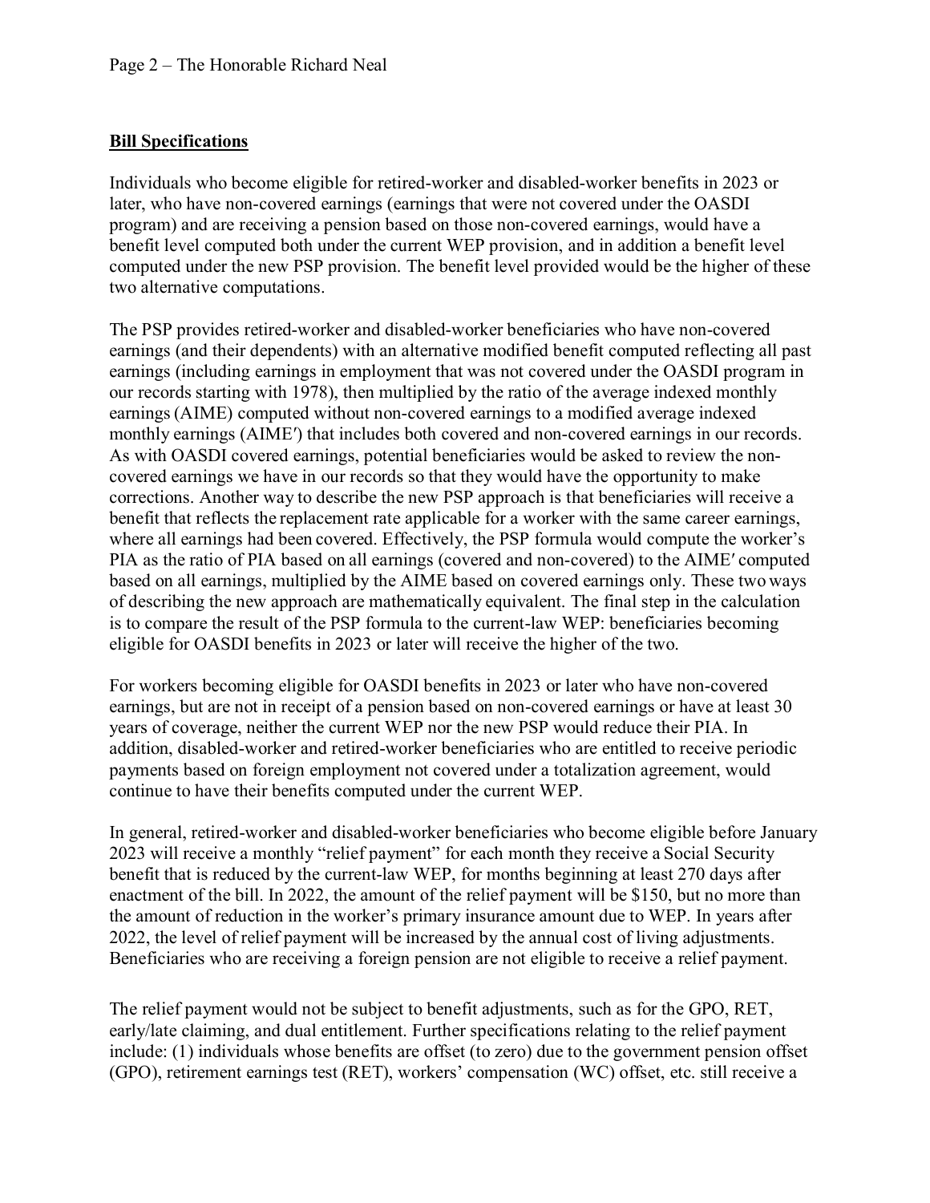**Bill Specifications**

Individuals who become eligible for retired-worker and disabled-worker benefits in 2023 or later, who have non-covered earnings (earnings that were not covered under the OASDI program) and are receiving a pension based on those non-covered earnings, would have a benefit level computed both under the current WEP provision, and in addition a benefit level computed under the new PSP provision. The benefit level provided would be the higher of these two alternative computations.

The PSP provides retired-worker and disabled-worker beneficiaries who have non-covered earnings (and their dependents) with an alternative modified benefit computed reflecting all past earnings (including earnings in employment that was not covered under the OASDI program in our records starting with 1978), then multiplied by the ratio of the average indexed monthly earnings (AIME) computed without non-covered earnings to a modified average indexed monthly earnings (AIME′) that includes both covered and non-covered earnings in our records. As with OASDI covered earnings, potential beneficiaries would be asked to review the non-covered earnings we have in our records so that they would have the opportunity to make corrections. Another way to describe the new PSP approach is that beneficiaries will receive a benefit that reflects the replacement rate applicable for a worker with the same career earnings, where all earnings had been covered. Effectively, the PSP formula would compute the worker's PIA as the ratio of PIA based on all earnings (covered and non-covered) to the AIME′ computed based on all earnings, multiplied by the AIME based on covered earnings only. These two ways of describing the new approach are mathematically equivalent. The final step in the calculation is to compare the result of the PSP formula to the current-law WEP: beneficiaries becoming eligible for OASDI benefits in 2023 or later will receive the higher of the two.

For workers becoming eligible for OASDI benefits in 2023 or later who have non-covered earnings, but are not in receipt of a pension based on non-covered earnings or have at least 30 years of coverage, neither the current WEP nor the new PSP would reduce their PIA. In addition, disabled-worker and retired-worker beneficiaries who are entitled to receive periodic payments based on foreign employment not covered under a totalization agreement, would continue to have their benefits computed under the current WEP.

In general, retired-worker and disabled-worker beneficiaries who become eligible before January 2023 will receive a monthly "relief payment" for each month they receive a Social Security benefit that is reduced by the current-law WEP, for months beginning at least 270 days after enactment of the bill. In 2022, the amount of the relief payment will be $150, but no more than the amount of reduction in the worker's primary insurance amount due to WEP. In years after 2022, the level of relief payment will be increased by the annual cost of living adjustments. Beneficiaries who are receiving a foreign pension are not eligible to receive a relief payment.

The relief payment would not be subject to benefit adjustments, such as for the GPO, RET, early/late claiming, and dual entitlement. Further specifications relating to the relief payment include: (1) individuals whose benefits are offset (to zero) due to the government pension offset (GPO), retirement earnings test (RET), workers' compensation (WC) offset, etc. still receive a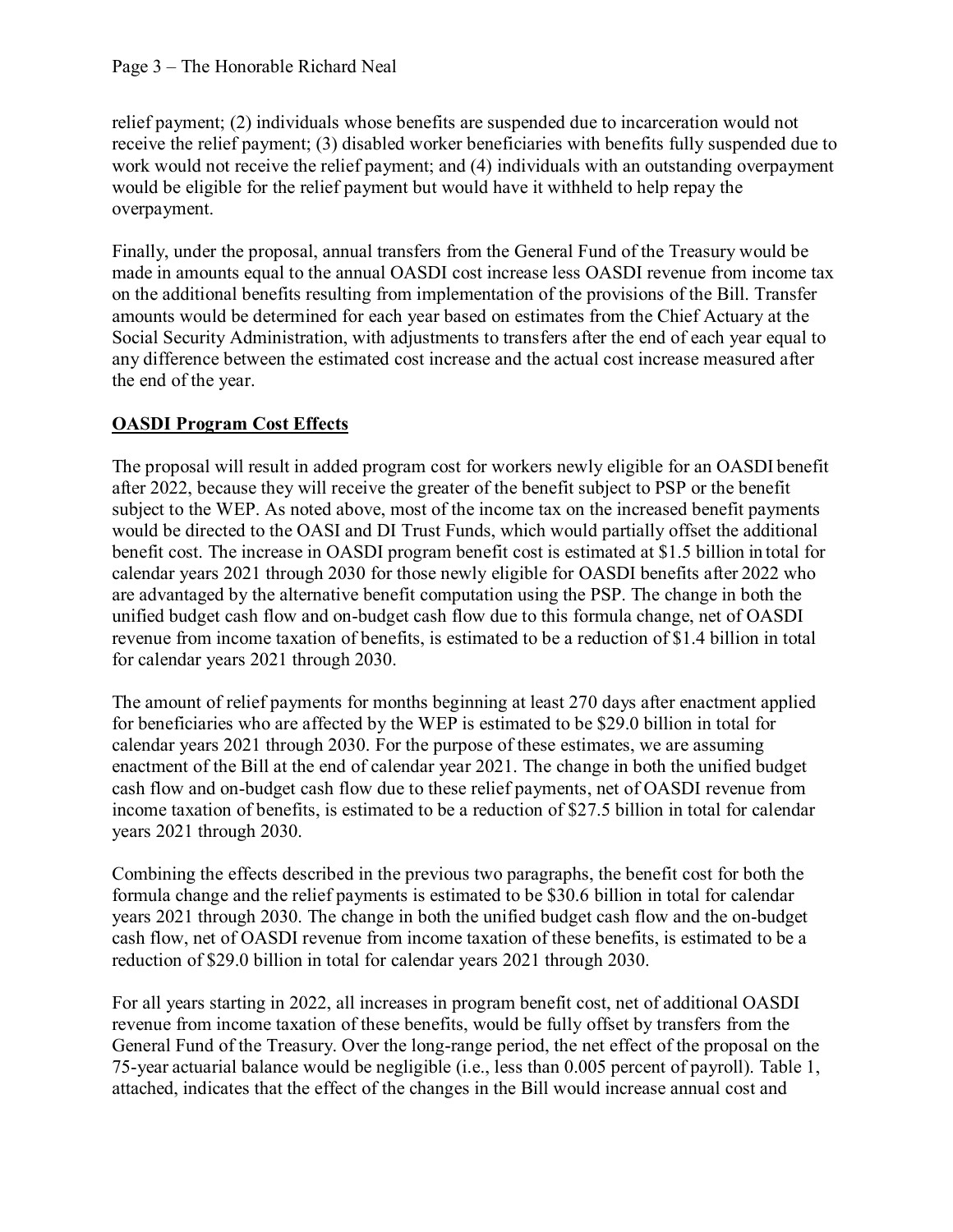relief payment; (2) individuals whose benefits are suspended due to incarceration would not receive the relief payment; (3) disabled worker beneficiaries with benefits fully suspended due to work would not receive the relief payment; and (4) individuals with an outstanding overpayment would be eligible for the relief payment but would have it withheld to help repay the overpayment.

Finally, under the proposal, annual transfers from the General Fund of the Treasury would be made in amounts equal to the annual OASDI cost increase less OASDI revenue from income tax on the additional benefits resulting from implementation of the provisions of the Bill. Transfer amounts would be determined for each year based on estimates from the Chief Actuary at the Social Security Administration, with adjustments to transfers after the end of each year equal to any difference between the estimated cost increase and the actual cost increase measured after the end of the year.

## OASDI Program Cost Effects

The proposal will result in added program cost for workers newly eligible for an OASDI benefit after 2022, because they will receive the greater of the benefit subject to PSP or the benefit subject to the WEP. As noted above, most of the income tax on the increased benefit payments would be directed to the OASI and DI Trust Funds, which would partially offset the additional benefit cost. The increase in OASDI program benefit cost is estimated at $1.5 billion in total for calendar years 2021 through 2030 for those newly eligible for OASDI benefits after 2022 who are advantaged by the alternative benefit computation using the PSP. The change in both the unified budget cash flow and on-budget cash flow due to this formula change, net of OASDI revenue from income taxation of benefits, is estimated to be a reduction of $1.4 billion in total for calendar years 2021 through 2030.

The amount of relief payments for months beginning at least 270 days after enactment applied for beneficiaries who are affected by the WEP is estimated to be $29.0 billion in total for calendar years 2021 through 2030. For the purpose of these estimates, we are assuming enactment of the Bill at the end of calendar year 2021. The change in both the unified budget cash flow and on-budget cash flow due to these relief payments, net of OASDI revenue from income taxation of benefits, is estimated to be a reduction of $27.5 billion in total for calendar years 2021 through 2030.

Combining the effects described in the previous two paragraphs, the benefit cost for both the formula change and the relief payments is estimated to be $30.6 billion in total for calendar years 2021 through 2030. The change in both the unified budget cash flow and the on-budget cash flow, net of OASDI revenue from income taxation of these benefits, is estimated to be a reduction of $29.0 billion in total for calendar years 2021 through 2030.

For all years starting in 2022, all increases in program benefit cost, net of additional OASDI revenue from income taxation of these benefits, would be fully offset by transfers from the General Fund of the Treasury. Over the long-range period, the net effect of the proposal on the 75-year actuarial balance would be negligible (i.e., less than 0.005 percent of payroll). Table 1, attached, indicates that the effect of the changes in the Bill would increase annual cost and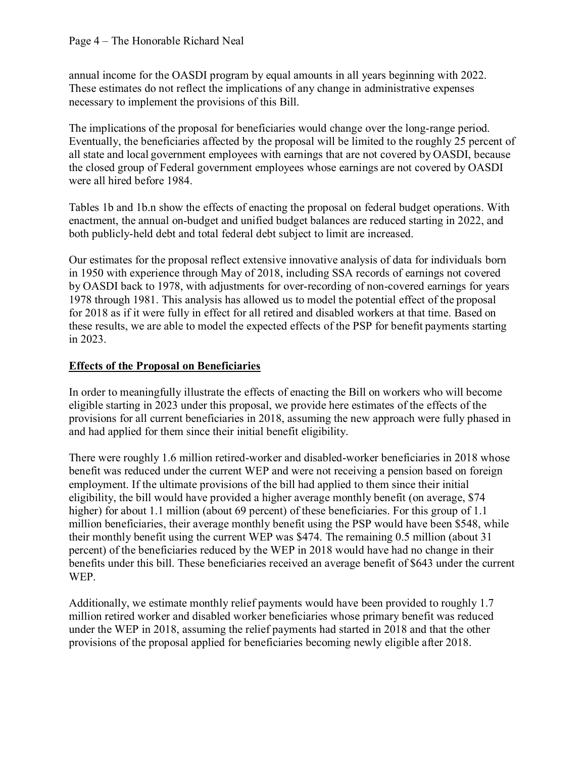annual income for the OASDI program by equal amounts in all years beginning with 2022. These estimates do not reflect the implications of any change in administrative expenses necessary to implement the provisions of this Bill.

The implications of the proposal for beneficiaries would change over the long-range period. Eventually, the beneficiaries affected by the proposal will be limited to the roughly 25 percent of all state and local government employees with earnings that are not covered by OASDI, because the closed group of Federal government employees whose earnings are not covered by OASDI were all hired before 1984.

Tables 1b and 1b.n show the effects of enacting the proposal on federal budget operations. With enactment, the annual on-budget and unified budget balances are reduced starting in 2022, and both publicly-held debt and total federal debt subject to limit are increased.

Our estimates for the proposal reflect extensive innovative analysis of data for individuals born in 1950 with experience through May of 2018, including SSA records of earnings not covered by OASDI back to 1978, with adjustments for over-recording of non-covered earnings for years 1978 through 1981. This analysis has allowed us to model the potential effect of the proposal for 2018 as if it were fully in effect for all retired and disabled workers at that time. Based on these results, we are able to model the expected effects of the PSP for benefit payments starting in 2023.

**Effects of the Proposal on Beneficiaries**

In order to meaningfully illustrate the effects of enacting the Bill on workers who will become eligible starting in 2023 under this proposal, we provide here estimates of the effects of the provisions for all current beneficiaries in 2018, assuming the new approach were fully phased in and had applied for them since their initial benefit eligibility.

There were roughly 1.6 million retired-worker and disabled-worker beneficiaries in 2018 whose benefit was reduced under the current WEP and were not receiving a pension based on foreign employment. If the ultimate provisions of the bill had applied to them since their initial eligibility, the bill would have provided a higher average monthly benefit (on average, $74 higher) for about 1.1 million (about 69 percent) of these beneficiaries. For this group of 1.1 million beneficiaries, their average monthly benefit using the PSP would have been $548, while their monthly benefit using the current WEP was $474. The remaining 0.5 million (about 31 percent) of the beneficiaries reduced by the WEP in 2018 would have had no change in their benefits under this bill. These beneficiaries received an average benefit of $643 under the current WEP.

Additionally, we estimate monthly relief payments would have been provided to roughly 1.7 million retired worker and disabled worker beneficiaries whose primary benefit was reduced under the WEP in 2018, assuming the relief payments had started in 2018 and that the other provisions of the proposal applied for beneficiaries becoming newly eligible after 2018.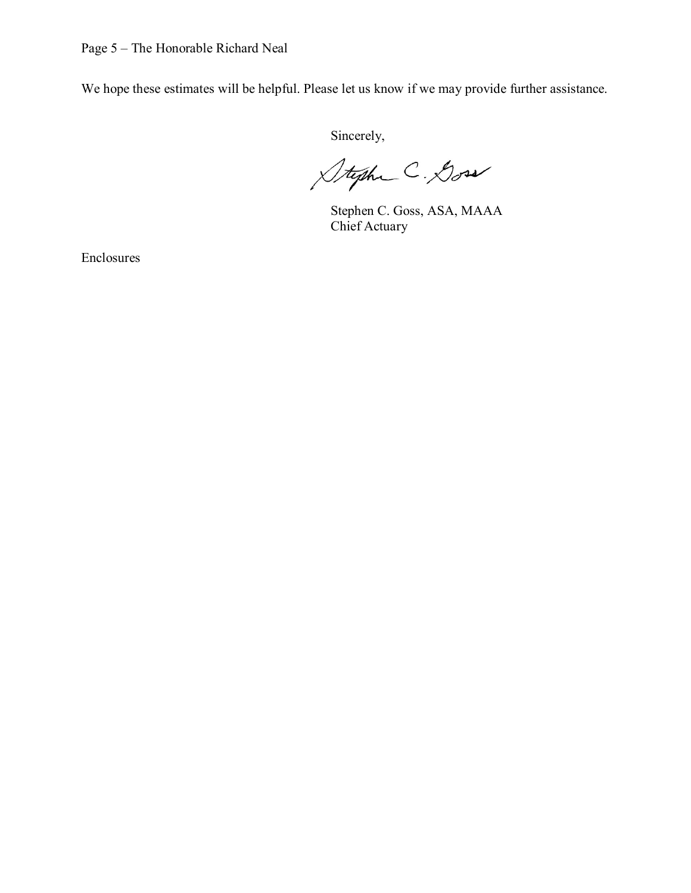We hope these estimates will be helpful. Please let us know if we may provide further assistance.

Sincerely,

Stephen C. Goss, ASA, MAAA
Chief Actuary

Enclosures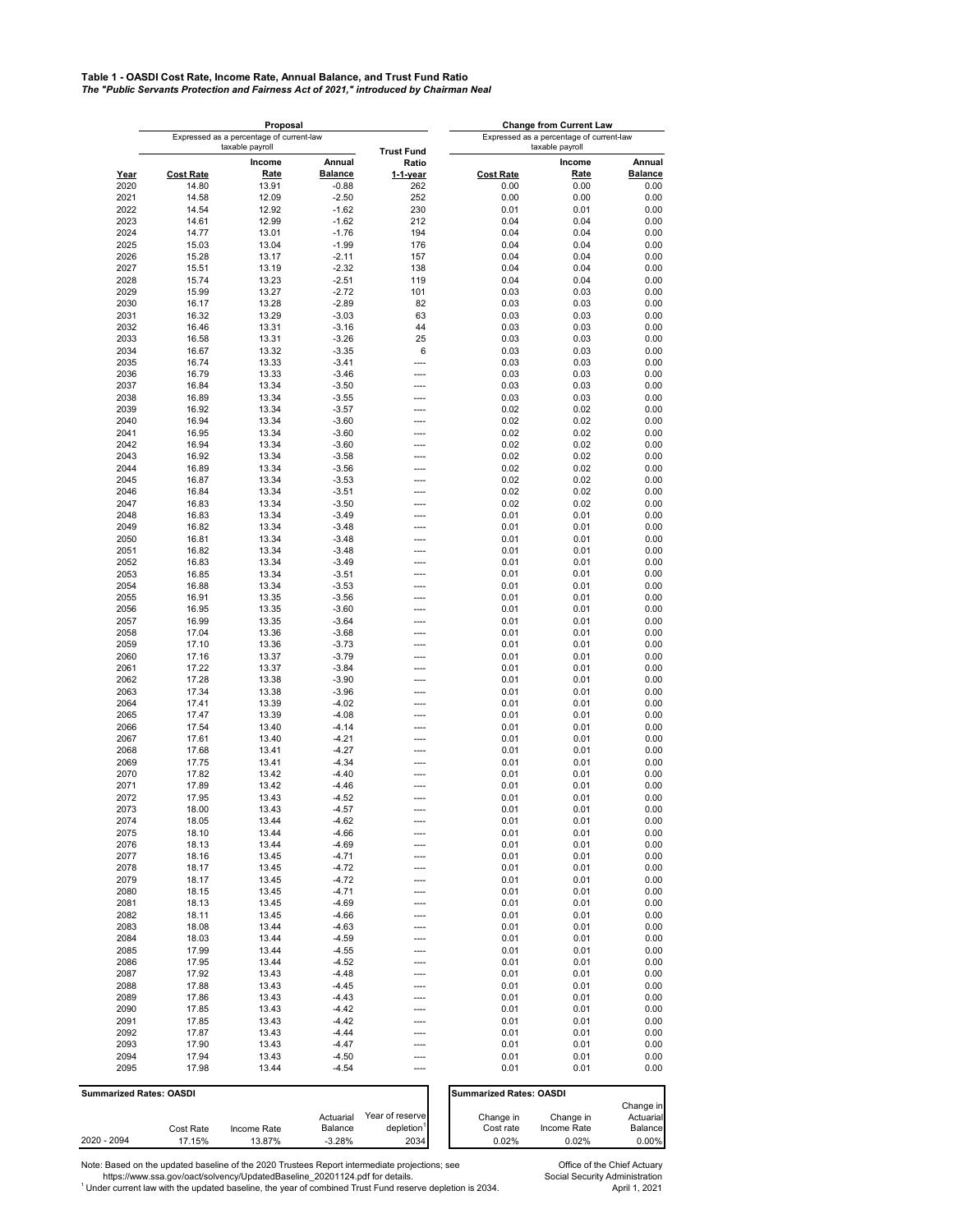**Table 1 - OASDI Cost Rate, Income Rate, Annual Balance, and Trust Fund Ratio**
***The "Public Servants Protection and Fairness Act of 2021," introduced by Chairman Neal***

| | Proposal | | | | Change from Current Law | | |
|---|---|---|---|---|---|---|---|
| | Expressed as a percentage of current-law taxable payroll | | | Trust Fund | Expressed as a percentage of current-law taxable payroll | | |
| Year | Cost Rate | Income Rate | Annual Balance | Ratio 1-1-year | Cost Rate | Income Rate | Annual Balance |
| 2020 | 14.80 | 13.91 | -0.88 | 262 | 0.00 | 0.00 | 0.00 |
| 2021 | 14.58 | 12.09 | -2.50 | 252 | 0.00 | 0.00 | 0.00 |
| 2022 | 14.54 | 12.92 | -1.62 | 230 | 0.01 | 0.01 | 0.00 |
| 2023 | 14.61 | 12.99 | -1.62 | 212 | 0.04 | 0.04 | 0.00 |
| 2024 | 14.77 | 13.01 | -1.76 | 194 | 0.04 | 0.04 | 0.00 |
| 2025 | 15.03 | 13.04 | -1.99 | 176 | 0.04 | 0.04 | 0.00 |
| 2026 | 15.28 | 13.17 | -2.11 | 157 | 0.04 | 0.04 | 0.00 |
| 2027 | 15.51 | 13.19 | -2.32 | 138 | 0.04 | 0.04 | 0.00 |
| 2028 | 15.74 | 13.23 | -2.51 | 119 | 0.04 | 0.04 | 0.00 |
| 2029 | 15.99 | 13.27 | -2.72 | 101 | 0.03 | 0.03 | 0.00 |
| 2030 | 16.17 | 13.28 | -2.89 | 82 | 0.03 | 0.03 | 0.00 |
| 2031 | 16.32 | 13.29 | -3.03 | 63 | 0.03 | 0.03 | 0.00 |
| 2032 | 16.46 | 13.31 | -3.16 | 44 | 0.03 | 0.03 | 0.00 |
| 2033 | 16.58 | 13.31 | -3.26 | 25 | 0.03 | 0.03 | 0.00 |
| 2034 | 16.67 | 13.32 | -3.35 | 6 | 0.03 | 0.03 | 0.00 |
| 2035 | 16.74 | 13.33 | -3.41 | ---- | 0.03 | 0.03 | 0.00 |
| 2036 | 16.79 | 13.33 | -3.46 | ---- | 0.03 | 0.03 | 0.00 |
| 2037 | 16.84 | 13.34 | -3.50 | ---- | 0.03 | 0.03 | 0.00 |
| 2038 | 16.89 | 13.34 | -3.55 | ---- | 0.03 | 0.03 | 0.00 |
| 2039 | 16.92 | 13.34 | -3.57 | ---- | 0.02 | 0.02 | 0.00 |
| 2040 | 16.94 | 13.34 | -3.60 | ---- | 0.02 | 0.02 | 0.00 |
| 2041 | 16.95 | 13.34 | -3.60 | ---- | 0.02 | 0.02 | 0.00 |
| 2042 | 16.94 | 13.34 | -3.60 | ---- | 0.02 | 0.02 | 0.00 |
| 2043 | 16.92 | 13.34 | -3.58 | ---- | 0.02 | 0.02 | 0.00 |
| 2044 | 16.89 | 13.34 | -3.56 | ---- | 0.02 | 0.02 | 0.00 |
| 2045 | 16.87 | 13.34 | -3.53 | ---- | 0.02 | 0.02 | 0.00 |
| 2046 | 16.84 | 13.34 | -3.51 | ---- | 0.02 | 0.02 | 0.00 |
| 2047 | 16.83 | 13.34 | -3.50 | ---- | 0.02 | 0.02 | 0.00 |
| 2048 | 16.83 | 13.34 | -3.49 | ---- | 0.01 | 0.01 | 0.00 |
| 2049 | 16.82 | 13.34 | -3.48 | ---- | 0.01 | 0.01 | 0.00 |
| 2050 | 16.81 | 13.34 | -3.48 | ---- | 0.01 | 0.01 | 0.00 |
| 2051 | 16.82 | 13.34 | -3.48 | ---- | 0.01 | 0.01 | 0.00 |
| 2052 | 16.83 | 13.34 | -3.49 | ---- | 0.01 | 0.01 | 0.00 |
| 2053 | 16.85 | 13.34 | -3.51 | ---- | 0.01 | 0.01 | 0.00 |
| 2054 | 16.88 | 13.34 | -3.53 | ---- | 0.01 | 0.01 | 0.00 |
| 2055 | 16.91 | 13.35 | -3.56 | ---- | 0.01 | 0.01 | 0.00 |
| 2056 | 16.95 | 13.35 | -3.60 | ---- | 0.01 | 0.01 | 0.00 |
| 2057 | 16.99 | 13.35 | -3.64 | ---- | 0.01 | 0.01 | 0.00 |
| 2058 | 17.04 | 13.36 | -3.68 | ---- | 0.01 | 0.01 | 0.00 |
| 2059 | 17.10 | 13.36 | -3.73 | ---- | 0.01 | 0.01 | 0.00 |
| 2060 | 17.16 | 13.37 | -3.79 | ---- | 0.01 | 0.01 | 0.00 |
| 2061 | 17.22 | 13.37 | -3.84 | ---- | 0.01 | 0.01 | 0.00 |
| 2062 | 17.28 | 13.38 | -3.90 | ---- | 0.01 | 0.01 | 0.00 |
| 2063 | 17.34 | 13.38 | -3.96 | ---- | 0.01 | 0.01 | 0.00 |
| 2064 | 17.41 | 13.39 | -4.02 | ---- | 0.01 | 0.01 | 0.00 |
| 2065 | 17.47 | 13.39 | -4.08 | ---- | 0.01 | 0.01 | 0.00 |
| 2066 | 17.54 | 13.40 | -4.14 | ---- | 0.01 | 0.01 | 0.00 |
| 2067 | 17.61 | 13.40 | -4.21 | ---- | 0.01 | 0.01 | 0.00 |
| 2068 | 17.68 | 13.41 | -4.27 | ---- | 0.01 | 0.01 | 0.00 |
| 2069 | 17.75 | 13.41 | -4.34 | ---- | 0.01 | 0.01 | 0.00 |
| 2070 | 17.82 | 13.42 | -4.40 | ---- | 0.01 | 0.01 | 0.00 |
| 2071 | 17.89 | 13.42 | -4.46 | ---- | 0.01 | 0.01 | 0.00 |
| 2072 | 17.95 | 13.43 | -4.52 | ---- | 0.01 | 0.01 | 0.00 |
| 2073 | 18.00 | 13.43 | -4.57 | ---- | 0.01 | 0.01 | 0.00 |
| 2074 | 18.05 | 13.44 | -4.62 | ---- | 0.01 | 0.01 | 0.00 |
| 2075 | 18.10 | 13.44 | -4.66 | ---- | 0.01 | 0.01 | 0.00 |
| 2076 | 18.13 | 13.44 | -4.69 | ---- | 0.01 | 0.01 | 0.00 |
| 2077 | 18.16 | 13.45 | -4.71 | ---- | 0.01 | 0.01 | 0.00 |
| 2078 | 18.17 | 13.45 | -4.72 | ---- | 0.01 | 0.01 | 0.00 |
| 2079 | 18.17 | 13.45 | -4.72 | ---- | 0.01 | 0.01 | 0.00 |
| 2080 | 18.15 | 13.45 | -4.71 | ---- | 0.01 | 0.01 | 0.00 |
| 2081 | 18.13 | 13.45 | -4.69 | ---- | 0.01 | 0.01 | 0.00 |
| 2082 | 18.11 | 13.45 | -4.66 | ---- | 0.01 | 0.01 | 0.00 |
| 2083 | 18.08 | 13.44 | -4.63 | ---- | 0.01 | 0.01 | 0.00 |
| 2084 | 18.03 | 13.44 | -4.59 | ---- | 0.01 | 0.01 | 0.00 |
| 2085 | 17.99 | 13.44 | -4.55 | ---- | 0.01 | 0.01 | 0.00 |
| 2086 | 17.95 | 13.44 | -4.52 | ---- | 0.01 | 0.01 | 0.00 |
| 2087 | 17.92 | 13.43 | -4.48 | ---- | 0.01 | 0.01 | 0.00 |
| 2088 | 17.88 | 13.43 | -4.45 | ---- | 0.01 | 0.01 | 0.00 |
| 2089 | 17.86 | 13.43 | -4.43 | ---- | 0.01 | 0.01 | 0.00 |
| 2090 | 17.85 | 13.43 | -4.42 | ---- | 0.01 | 0.01 | 0.00 |
| 2091 | 17.85 | 13.43 | -4.42 | ---- | 0.01 | 0.01 | 0.00 |
| 2092 | 17.87 | 13.43 | -4.44 | ---- | 0.01 | 0.01 | 0.00 |
| 2093 | 17.90 | 13.43 | -4.47 | ---- | 0.01 | 0.01 | 0.00 |
| 2094 | 17.94 | 13.43 | -4.50 | ---- | 0.01 | 0.01 | 0.00 |
| 2095 | 17.98 | 13.44 | -4.54 | ---- | 0.01 | 0.01 | 0.00 |

**Summarized Rates: OASDI**

| | Cost Rate | Income Rate | Actuarial Balance | Year of reserve depletion[1] |
|---|---|---|---|---|
| 2020 - 2094 | 17.15% | 13.87% | -3.28% | 2034 |

**Summarized Rates: OASDI**

| Change in Cost rate | Change in Income Rate | Change in Actuarial Balance |
|---|---|---|
| 0.02% | 0.02% | 0.00% |

Note: Based on the updated baseline of the 2020 Trustees Report intermediate projections; see https://www.ssa.gov/oact/solvency/UpdatedBaseline_20201124.pdf for details.

[1] Under current law with the updated baseline, the year of combined Trust Fund reserve depletion is 2034.

Office of the Chief Actuary
Social Security Administration
April 1, 2021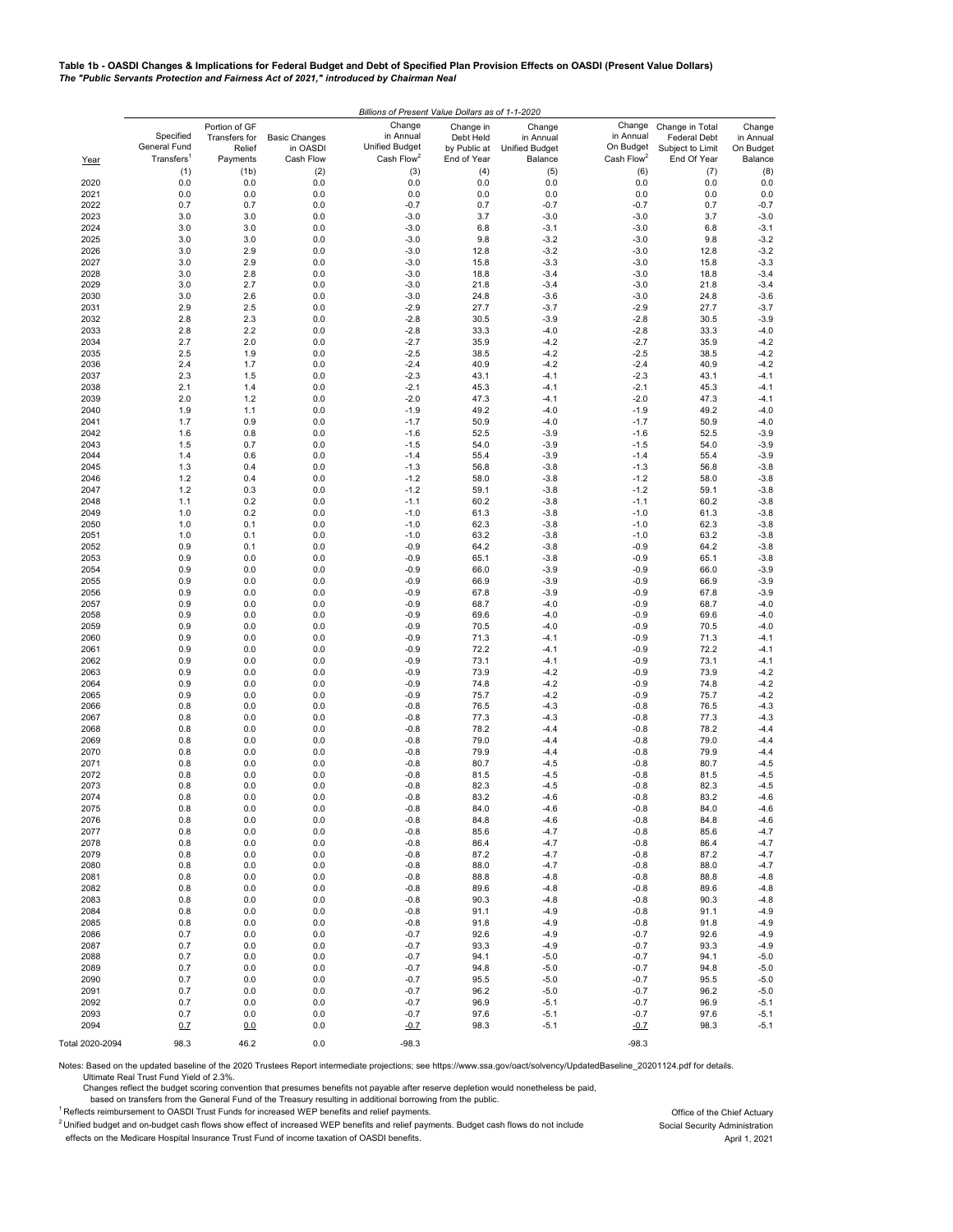**Table 1b - OASDI Changes & Implications for Federal Budget and Debt of Specified Plan Provision Effects on OASDI (Present Value Dollars)**
***The "Public Servants Protection and Fairness Act of 2021," introduced by Chairman Neal***

| | Billions of Present Value Dollars as of 1-1-2020 | | | | | | | | | |
|---|---|---|---|---|---|---|---|---|---|---|
| Year | Specified General Fund Transfers[1] | Portion of GF Transfers for Relief Payments | Basic Changes in OASDI Cash Flow | Change in Annual Unified Budget Cash Flow[2] | Change in Debt Held by Public at End of Year | Change in Annual Unified Budget Balance | Change in Annual On Budget Cash Flow[2] | Change in Total Federal Debt Subject to Limit End Of Year | Change in Annual On Budget Balance |
| | (1) | (1b) | (2) | (3) | (4) | (5) | (6) | (7) | (8) |
| 2020 | 0.0 | 0.0 | 0.0 | 0.0 | 0.0 | 0.0 | 0.0 | 0.0 | 0.0 |
| 2021 | 0.0 | 0.0 | 0.0 | 0.0 | 0.0 | 0.0 | 0.0 | 0.0 | 0.0 |
| 2022 | 0.7 | 0.7 | 0.0 | -0.7 | 0.7 | -0.7 | -0.7 | 0.7 | -0.7 |
| 2023 | 3.0 | 3.0 | 0.0 | -3.0 | 3.7 | -3.0 | -3.0 | 3.7 | -3.0 |
| 2024 | 3.0 | 3.0 | 0.0 | -3.0 | 6.8 | -3.1 | -3.0 | 6.8 | -3.1 |
| 2025 | 3.0 | 3.0 | 0.0 | -3.0 | 9.8 | -3.2 | -3.0 | 9.8 | -3.2 |
| 2026 | 3.0 | 2.9 | 0.0 | -3.0 | 12.8 | -3.2 | -3.0 | 12.8 | -3.2 |
| 2027 | 3.0 | 2.9 | 0.0 | -3.0 | 15.8 | -3.3 | -3.0 | 15.8 | -3.3 |
| 2028 | 3.0 | 2.8 | 0.0 | -3.0 | 18.8 | -3.4 | -3.0 | 18.8 | -3.4 |
| 2029 | 3.0 | 2.7 | 0.0 | -3.0 | 21.8 | -3.4 | -3.0 | 21.8 | -3.4 |
| 2030 | 3.0 | 2.6 | 0.0 | -3.0 | 24.8 | -3.6 | -3.0 | 24.8 | -3.6 |
| 2031 | 2.9 | 2.5 | 0.0 | -2.9 | 27.7 | -3.7 | -2.9 | 27.7 | -3.7 |
| 2032 | 2.8 | 2.3 | 0.0 | -2.8 | 30.5 | -3.9 | -2.8 | 30.5 | -3.9 |
| 2033 | 2.8 | 2.2 | 0.0 | -2.8 | 33.3 | -4.0 | -2.8 | 33.3 | -4.0 |
| 2034 | 2.7 | 2.0 | 0.0 | -2.7 | 35.9 | -4.2 | -2.7 | 35.9 | -4.2 |
| 2035 | 2.5 | 1.9 | 0.0 | -2.5 | 38.5 | -4.2 | -2.5 | 38.5 | -4.2 |
| 2036 | 2.4 | 1.7 | 0.0 | -2.4 | 40.9 | -4.2 | -2.4 | 40.9 | -4.2 |
| 2037 | 2.3 | 1.5 | 0.0 | -2.3 | 43.1 | -4.1 | -2.3 | 43.1 | -4.1 |
| 2038 | 2.1 | 1.4 | 0.0 | -2.1 | 45.3 | -4.1 | -2.1 | 45.3 | -4.1 |
| 2039 | 2.0 | 1.2 | 0.0 | -2.0 | 47.3 | -4.1 | -2.0 | 47.3 | -4.1 |
| 2040 | 1.9 | 1.1 | 0.0 | -1.9 | 49.2 | -4.0 | -1.9 | 49.2 | -4.0 |
| 2041 | 1.7 | 0.9 | 0.0 | -1.7 | 50.9 | -4.0 | -1.7 | 50.9 | -4.0 |
| 2042 | 1.6 | 0.8 | 0.0 | -1.6 | 52.5 | -3.9 | -1.6 | 52.5 | -3.9 |
| 2043 | 1.5 | 0.7 | 0.0 | -1.5 | 54.0 | -3.9 | -1.5 | 54.0 | -3.9 |
| 2044 | 1.4 | 0.6 | 0.0 | -1.4 | 55.4 | -3.9 | -1.4 | 55.4 | -3.9 |
| 2045 | 1.3 | 0.4 | 0.0 | -1.3 | 56.8 | -3.8 | -1.3 | 56.8 | -3.8 |
| 2046 | 1.2 | 0.4 | 0.0 | -1.2 | 58.0 | -3.8 | -1.2 | 58.0 | -3.8 |
| 2047 | 1.2 | 0.3 | 0.0 | -1.2 | 59.1 | -3.8 | -1.2 | 59.1 | -3.8 |
| 2048 | 1.1 | 0.2 | 0.0 | -1.1 | 60.2 | -3.8 | -1.1 | 60.2 | -3.8 |
| 2049 | 1.0 | 0.2 | 0.0 | -1.0 | 61.3 | -3.8 | -1.0 | 61.3 | -3.8 |
| 2050 | 1.0 | 0.1 | 0.0 | -1.0 | 62.3 | -3.8 | -1.0 | 62.3 | -3.8 |
| 2051 | 1.0 | 0.1 | 0.0 | -1.0 | 63.2 | -3.8 | -1.0 | 63.2 | -3.8 |
| 2052 | 0.9 | 0.1 | 0.0 | -0.9 | 64.2 | -3.8 | -0.9 | 64.2 | -3.8 |
| 2053 | 0.9 | 0.0 | 0.0 | -0.9 | 65.1 | -3.8 | -0.9 | 65.1 | -3.8 |
| 2054 | 0.9 | 0.0 | 0.0 | -0.9 | 66.0 | -3.9 | -0.9 | 66.0 | -3.9 |
| 2055 | 0.9 | 0.0 | 0.0 | -0.9 | 66.9 | -3.9 | -0.9 | 66.9 | -3.9 |
| 2056 | 0.9 | 0.0 | 0.0 | -0.9 | 67.8 | -3.9 | -0.9 | 67.8 | -3.9 |
| 2057 | 0.9 | 0.0 | 0.0 | -0.9 | 68.7 | -4.0 | -0.9 | 68.7 | -4.0 |
| 2058 | 0.9 | 0.0 | 0.0 | -0.9 | 69.6 | -4.0 | -0.9 | 69.6 | -4.0 |
| 2059 | 0.9 | 0.0 | 0.0 | -0.9 | 70.5 | -4.0 | -0.9 | 70.5 | -4.0 |
| 2060 | 0.9 | 0.0 | 0.0 | -0.9 | 71.3 | -4.1 | -0.9 | 71.3 | -4.1 |
| 2061 | 0.9 | 0.0 | 0.0 | -0.9 | 72.2 | -4.1 | -0.9 | 72.2 | -4.1 |
| 2062 | 0.9 | 0.0 | 0.0 | -0.9 | 73.1 | -4.1 | -0.9 | 73.1 | -4.1 |
| 2063 | 0.9 | 0.0 | 0.0 | -0.9 | 73.9 | -4.2 | -0.9 | 73.9 | -4.2 |
| 2064 | 0.9 | 0.0 | 0.0 | -0.9 | 74.8 | -4.2 | -0.9 | 74.8 | -4.2 |
| 2065 | 0.9 | 0.0 | 0.0 | -0.9 | 75.7 | -4.2 | -0.9 | 75.7 | -4.2 |
| 2066 | 0.8 | 0.0 | 0.0 | -0.8 | 76.5 | -4.3 | -0.8 | 76.5 | -4.3 |
| 2067 | 0.8 | 0.0 | 0.0 | -0.8 | 77.3 | -4.3 | -0.8 | 77.3 | -4.3 |
| 2068 | 0.8 | 0.0 | 0.0 | -0.8 | 78.2 | -4.4 | -0.8 | 78.2 | -4.4 |
| 2069 | 0.8 | 0.0 | 0.0 | -0.8 | 79.0 | -4.4 | -0.8 | 79.0 | -4.4 |
| 2070 | 0.8 | 0.0 | 0.0 | -0.8 | 79.9 | -4.4 | -0.8 | 79.9 | -4.4 |
| 2071 | 0.8 | 0.0 | 0.0 | -0.8 | 80.7 | -4.5 | -0.8 | 80.7 | -4.5 |
| 2072 | 0.8 | 0.0 | 0.0 | -0.8 | 81.5 | -4.5 | -0.8 | 81.5 | -4.5 |
| 2073 | 0.8 | 0.0 | 0.0 | -0.8 | 82.3 | -4.5 | -0.8 | 82.3 | -4.5 |
| 2074 | 0.8 | 0.0 | 0.0 | -0.8 | 83.2 | -4.6 | -0.8 | 83.2 | -4.6 |
| 2075 | 0.8 | 0.0 | 0.0 | -0.8 | 84.0 | -4.6 | -0.8 | 84.0 | -4.6 |
| 2076 | 0.8 | 0.0 | 0.0 | -0.8 | 84.8 | -4.6 | -0.8 | 84.8 | -4.6 |
| 2077 | 0.8 | 0.0 | 0.0 | -0.8 | 85.6 | -4.7 | -0.8 | 85.6 | -4.7 |
| 2078 | 0.8 | 0.0 | 0.0 | -0.8 | 86.4 | -4.7 | -0.8 | 86.4 | -4.7 |
| 2079 | 0.8 | 0.0 | 0.0 | -0.8 | 87.2 | -4.7 | -0.8 | 87.2 | -4.7 |
| 2080 | 0.8 | 0.0 | 0.0 | -0.8 | 88.0 | -4.7 | -0.8 | 88.0 | -4.7 |
| 2081 | 0.8 | 0.0 | 0.0 | -0.8 | 88.8 | -4.8 | -0.8 | 88.8 | -4.8 |
| 2082 | 0.8 | 0.0 | 0.0 | -0.8 | 89.6 | -4.8 | -0.8 | 89.6 | -4.8 |
| 2083 | 0.8 | 0.0 | 0.0 | -0.8 | 90.3 | -4.8 | -0.8 | 90.3 | -4.8 |
| 2084 | 0.8 | 0.0 | 0.0 | -0.8 | 91.1 | -4.9 | -0.8 | 91.1 | -4.9 |
| 2085 | 0.8 | 0.0 | 0.0 | -0.8 | 91.8 | -4.9 | -0.8 | 91.8 | -4.9 |
| 2086 | 0.7 | 0.0 | 0.0 | -0.7 | 92.6 | -4.9 | -0.7 | 92.6 | -4.9 |
| 2087 | 0.7 | 0.0 | 0.0 | -0.7 | 93.3 | -4.9 | -0.7 | 93.3 | -4.9 |
| 2088 | 0.7 | 0.0 | 0.0 | -0.7 | 94.1 | -5.0 | -0.7 | 94.1 | -5.0 |
| 2089 | 0.7 | 0.0 | 0.0 | -0.7 | 94.8 | -5.0 | -0.7 | 94.8 | -5.0 |
| 2090 | 0.7 | 0.0 | 0.0 | -0.7 | 95.5 | -5.0 | -0.7 | 95.5 | -5.0 |
| 2091 | 0.7 | 0.0 | 0.0 | -0.7 | 96.2 | -5.0 | -0.7 | 96.2 | -5.0 |
| 2092 | 0.7 | 0.0 | 0.0 | -0.7 | 96.9 | -5.1 | -0.7 | 96.9 | -5.1 |
| 2093 | 0.7 | 0.0 | 0.0 | -0.7 | 97.6 | -5.1 | -0.7 | 97.6 | -5.1 |
| 2094 | 0.7 | 0.0 | 0.0 | -0.7 | 98.3 | -5.1 | -0.7 | 98.3 | -5.1 |
| Total 2020-2094 | 98.3 | 46.2 | 0.0 | -98.3 | | | -98.3 | | |

Notes: Based on the updated baseline of the 2020 Trustees Report intermediate projections; see https://www.ssa.gov/oact/solvency/UpdatedBaseline_20201124.pdf for details.
Ultimate Real Trust Fund Yield of 2.3%.
Changes reflect the budget scoring convention that presumes benefits not payable after reserve depletion would nonetheless be paid,
based on transfers from the General Fund of the Treasury resulting in additional borrowing from the public.

[1] Reflects reimbursement to OASDI Trust Funds for increased WEP benefits and relief payments.

[2] Unified budget and on-budget cash flows show effect of increased WEP benefits and relief payments. Budget cash flows do not include effects on the Medicare Hospital Insurance Trust Fund of income taxation of OASDI benefits.

Office of the Chief Actuary
Social Security Administration
April 1, 2021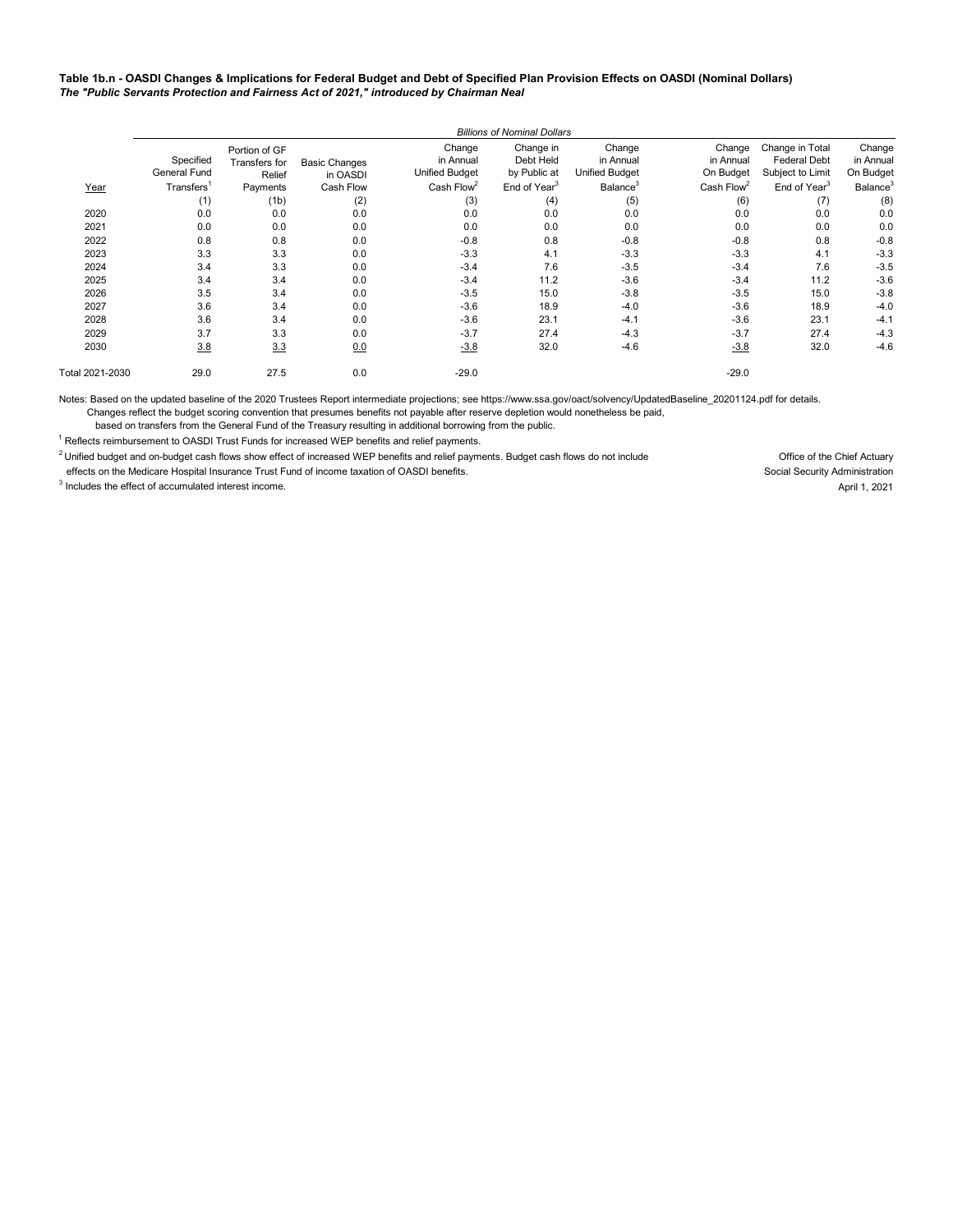**Table 1b.n - OASDI Changes & Implications for Federal Budget and Debt of Specified Plan Provision Effects on OASDI (Nominal Dollars)**
***The "Public Servants Protection and Fairness Act of 2021," introduced by Chairman Neal***

| | *Billions of Nominal Dollars* | | | | | | | | | |
|---|---|---|---|---|---|---|---|---|---|---|
| Year | Specified General Fund Transfers[1] | Portion of GF Transfers for Relief Payments | Basic Changes in OASDI Cash Flow | Change in Annual Unified Budget Cash Flow[2] | Change in Debt Held by Public at End of Year[3] | Change in Annual Unified Budget Balance[3] | Change in Annual On Budget Cash Flow[2] | Change in Total Federal Debt Subject to Limit End of Year[3] | Change in Annual On Budget Balance[3] |
| | (1) | (1b) | (2) | (3) | (4) | (5) | (6) | (7) | (8) |
| 2020 | 0.0 | 0.0 | 0.0 | 0.0 | 0.0 | 0.0 | 0.0 | 0.0 | 0.0 |
| 2021 | 0.0 | 0.0 | 0.0 | 0.0 | 0.0 | 0.0 | 0.0 | 0.0 | 0.0 |
| 2022 | 0.8 | 0.8 | 0.0 | -0.8 | 0.8 | -0.8 | -0.8 | 0.8 | -0.8 |
| 2023 | 3.3 | 3.3 | 0.0 | -3.3 | 4.1 | -3.3 | -3.3 | 4.1 | -3.3 |
| 2024 | 3.4 | 3.3 | 0.0 | -3.4 | 7.6 | -3.5 | -3.4 | 7.6 | -3.5 |
| 2025 | 3.4 | 3.4 | 0.0 | -3.4 | 11.2 | -3.6 | -3.4 | 11.2 | -3.6 |
| 2026 | 3.5 | 3.4 | 0.0 | -3.5 | 15.0 | -3.8 | -3.5 | 15.0 | -3.8 |
| 2027 | 3.6 | 3.4 | 0.0 | -3.6 | 18.9 | -4.0 | -3.6 | 18.9 | -4.0 |
| 2028 | 3.6 | 3.4 | 0.0 | -3.6 | 23.1 | -4.1 | -3.6 | 23.1 | -4.1 |
| 2029 | 3.7 | 3.3 | 0.0 | -3.7 | 27.4 | -4.3 | -3.7 | 27.4 | -4.3 |
| 2030 | 3.8 | 3.3 | 0.0 | -3.8 | 32.0 | -4.6 | -3.8 | 32.0 | -4.6 |
| Total 2021-2030 | 29.0 | 27.5 | 0.0 | -29.0 | | | -29.0 | | |

Notes: Based on the updated baseline of the 2020 Trustees Report intermediate projections; see https://www.ssa.gov/oact/solvency/UpdatedBaseline_20201124.pdf for details.
Changes reflect the budget scoring convention that presumes benefits not payable after reserve depletion would nonetheless be paid, based on transfers from the General Fund of the Treasury resulting in additional borrowing from the public.

[1] Reflects reimbursement to OASDI Trust Funds for increased WEP benefits and relief payments.

[2] Unified budget and on-budget cash flows show effect of increased WEP benefits and relief payments. Budget cash flows do not include effects on the Medicare Hospital Insurance Trust Fund of income taxation of OASDI benefits.

[3] Includes the effect of accumulated interest income.

Office of the Chief Actuary
Social Security Administration
April 1, 2021